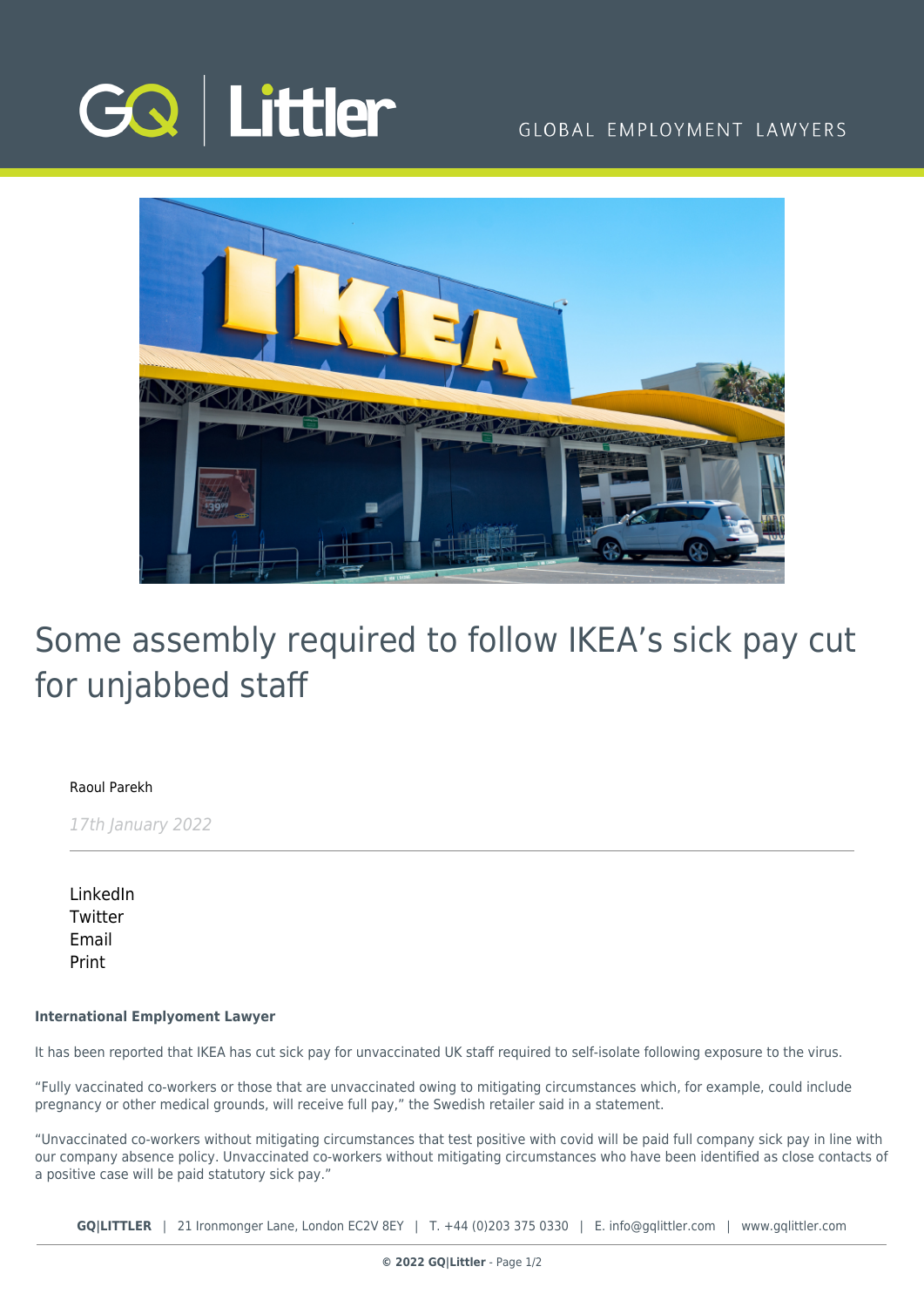# Some assembly required to follow IKEA's sick pay cut for unjabbed staff

Raoul Parekh

*17th January 2022*

LinkedIn
Twitter
Email
Print

**International Emplyoment Lawyer**

It has been reported that IKEA has cut sick pay for unvaccinated UK staff required to self-isolate following exposure to the virus.

"Fully vaccinated co-workers or those that are unvaccinated owing to mitigating circumstances which, for example, could include pregnancy or other medical grounds, will receive full pay," the Swedish retailer said in a statement.

"Unvaccinated co-workers without mitigating circumstances that test positive with covid will be paid full company sick pay in line with our company absence policy. Unvaccinated co-workers without mitigating circumstances who have been identified as close contacts of a positive case will be paid statutory sick pay."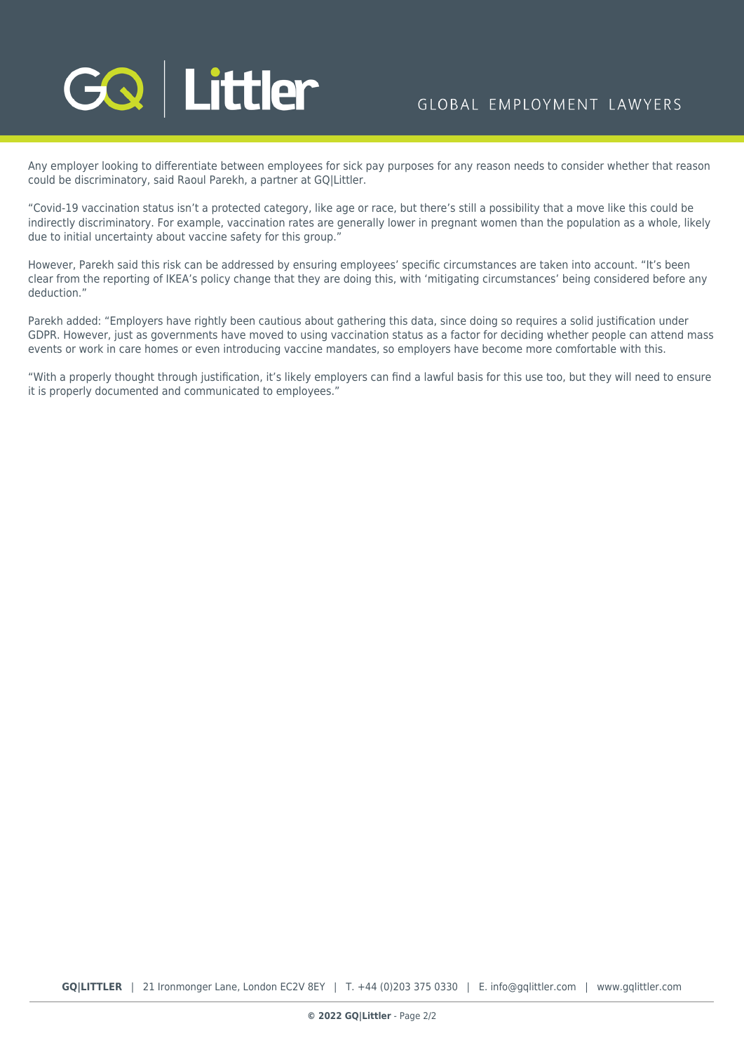Any employer looking to differentiate between employees for sick pay purposes for any reason needs to consider whether that reason could be discriminatory, said Raoul Parekh, a partner at GQ|Littler.

"Covid-19 vaccination status isn't a protected category, like age or race, but there's still a possibility that a move like this could be indirectly discriminatory. For example, vaccination rates are generally lower in pregnant women than the population as a whole, likely due to initial uncertainty about vaccine safety for this group."

However, Parekh said this risk can be addressed by ensuring employees' specific circumstances are taken into account. "It's been clear from the reporting of IKEA's policy change that they are doing this, with 'mitigating circumstances' being considered before any deduction."

Parekh added: "Employers have rightly been cautious about gathering this data, since doing so requires a solid justification under GDPR. However, just as governments have moved to using vaccination status as a factor for deciding whether people can attend mass events or work in care homes or even introducing vaccine mandates, so employers have become more comfortable with this.

"With a properly thought through justification, it's likely employers can find a lawful basis for this use too, but they will need to ensure it is properly documented and communicated to employees."